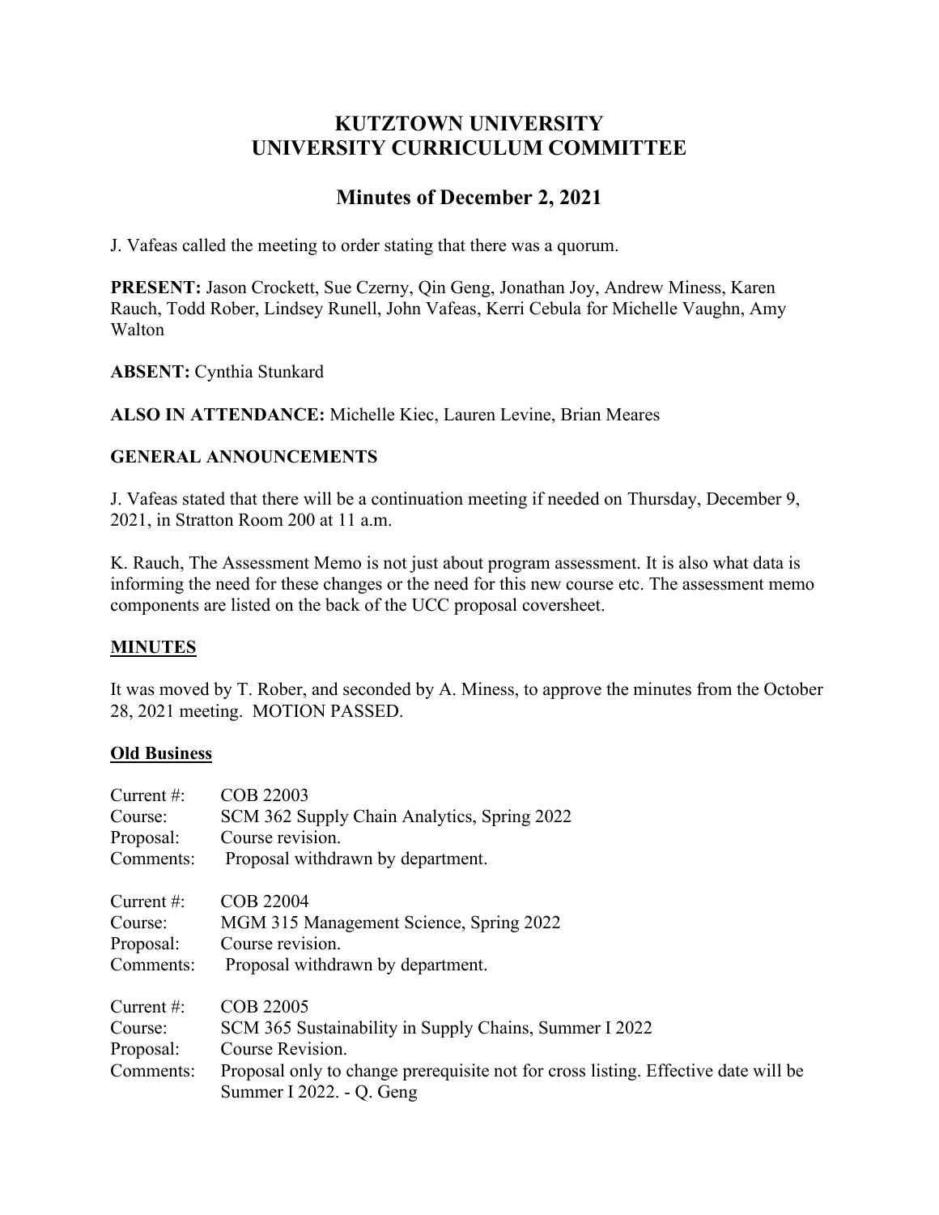# KUTZTOWN UNIVERSITY
# UNIVERSITY CURRICULUM COMMITTEE

## Minutes of December 2, 2021

J. Vafeas called the meeting to order stating that there was a quorum.

**PRESENT:** Jason Crockett, Sue Czerny, Qin Geng, Jonathan Joy, Andrew Miness, Karen Rauch, Todd Rober, Lindsey Runell, John Vafeas, Kerri Cebula for Michelle Vaughn, Amy Walton

**ABSENT:** Cynthia Stunkard

**ALSO IN ATTENDANCE:** Michelle Kiec, Lauren Levine, Brian Meares

### GENERAL ANNOUNCEMENTS

J. Vafeas stated that there will be a continuation meeting if needed on Thursday, December 9, 2021, in Stratton Room 200 at 11 a.m.

K. Rauch, The Assessment Memo is not just about program assessment. It is also what data is informing the need for these changes or the need for this new course etc. The assessment memo components are listed on the back of the UCC proposal coversheet.

### MINUTES

It was moved by T. Rober, and seconded by A. Miness, to approve the minutes from the October 28, 2021 meeting. MOTION PASSED.

### Old Business

Current #: COB 22003
Course: SCM 362 Supply Chain Analytics, Spring 2022
Proposal: Course revision.
Comments: Proposal withdrawn by department.

Current #: COB 22004
Course: MGM 315 Management Science, Spring 2022
Proposal: Course revision.
Comments: Proposal withdrawn by department.

Current #: COB 22005
Course: SCM 365 Sustainability in Supply Chains, Summer I 2022
Proposal: Course Revision.
Comments: Proposal only to change prerequisite not for cross listing. Effective date will be Summer I 2022. - Q. Geng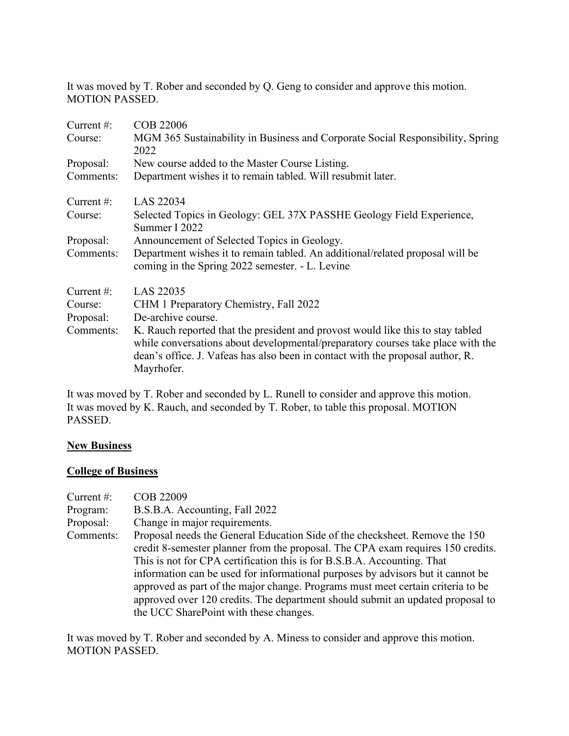It was moved by T. Rober and seconded by Q. Geng to consider and approve this motion. MOTION PASSED.

Current #: COB 22006
Course: MGM 365 Sustainability in Business and Corporate Social Responsibility, Spring 2022
Proposal: New course added to the Master Course Listing.
Comments: Department wishes it to remain tabled. Will resubmit later.

Current #: LAS 22034
Course: Selected Topics in Geology: GEL 37X PASSHE Geology Field Experience, Summer I 2022
Proposal: Announcement of Selected Topics in Geology.
Comments: Department wishes it to remain tabled. An additional/related proposal will be coming in the Spring 2022 semester. - L. Levine

Current #: LAS 22035
Course: CHM 1 Preparatory Chemistry, Fall 2022
Proposal: De-archive course.
Comments: K. Rauch reported that the president and provost would like this to stay tabled while conversations about developmental/preparatory courses take place with the dean's office. J. Vafeas has also been in contact with the proposal author, R. Mayrhofer.

It was moved by T. Rober and seconded by L. Runell to consider and approve this motion. It was moved by K. Rauch, and seconded by T. Rober, to table this proposal. MOTION PASSED.

## New Business

## College of Business

Current #: COB 22009
Program: B.S.B.A. Accounting, Fall 2022
Proposal: Change in major requirements.
Comments: Proposal needs the General Education Side of the checksheet. Remove the 150 credit 8-semester planner from the proposal. The CPA exam requires 150 credits. This is not for CPA certification this is for B.S.B.A. Accounting. That information can be used for informational purposes by advisors but it cannot be approved as part of the major change. Programs must meet certain criteria to be approved over 120 credits. The department should submit an updated proposal to the UCC SharePoint with these changes.

It was moved by T. Rober and seconded by A. Miness to consider and approve this motion. MOTION PASSED.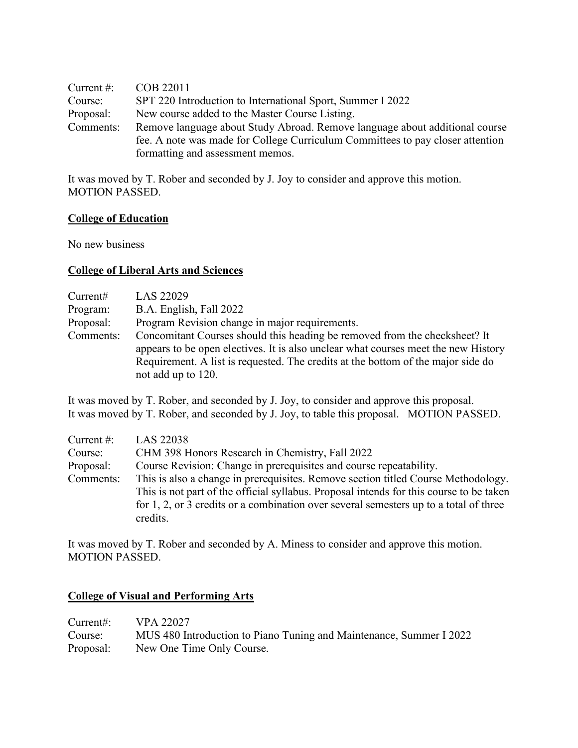Current #: COB 22011
Course: SPT 220 Introduction to International Sport, Summer I 2022
Proposal: New course added to the Master Course Listing.
Comments: Remove language about Study Abroad. Remove language about additional course fee. A note was made for College Curriculum Committees to pay closer attention formatting and assessment memos.

It was moved by T. Rober and seconded by J. Joy to consider and approve this motion. MOTION PASSED.

**College of Education**

No new business

**College of Liberal Arts and Sciences**

Current# LAS 22029
Program: B.A. English, Fall 2022
Proposal: Program Revision change in major requirements.
Comments: Concomitant Courses should this heading be removed from the checksheet? It appears to be open electives. It is also unclear what courses meet the new History Requirement. A list is requested. The credits at the bottom of the major side do not add up to 120.

It was moved by T. Rober, and seconded by J. Joy, to consider and approve this proposal.
It was moved by T. Rober, and seconded by J. Joy, to table this proposal. MOTION PASSED.

Current #: LAS 22038
Course: CHM 398 Honors Research in Chemistry, Fall 2022
Proposal: Course Revision: Change in prerequisites and course repeatability.
Comments: This is also a change in prerequisites. Remove section titled Course Methodology. This is not part of the official syllabus. Proposal intends for this course to be taken for 1, 2, or 3 credits or a combination over several semesters up to a total of three credits.

It was moved by T. Rober and seconded by A. Miness to consider and approve this motion. MOTION PASSED.

**College of Visual and Performing Arts**

Current#: VPA 22027
Course: MUS 480 Introduction to Piano Tuning and Maintenance, Summer I 2022
Proposal: New One Time Only Course.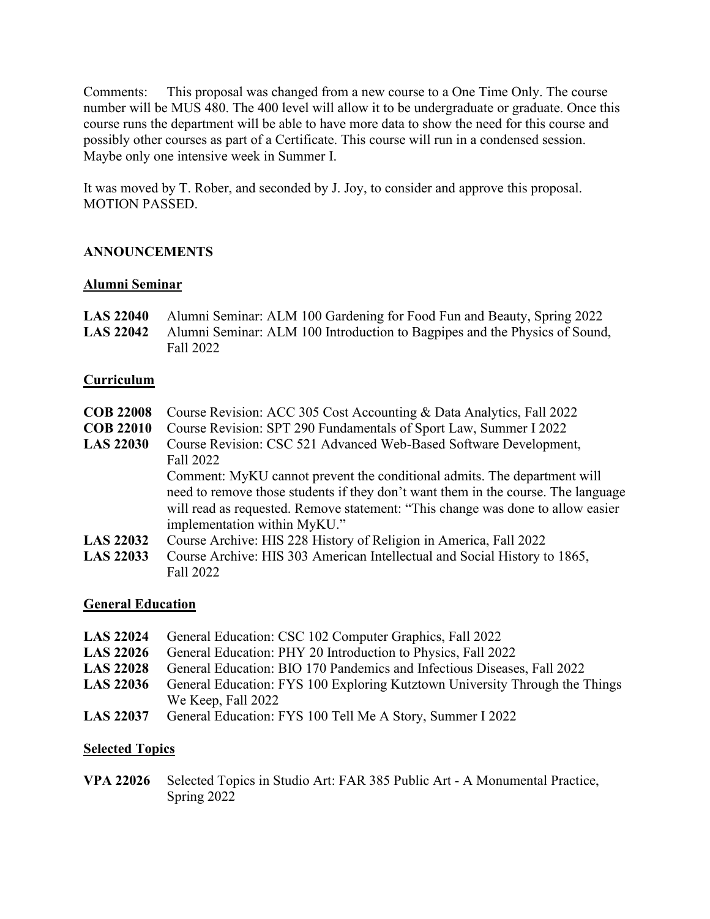Comments: This proposal was changed from a new course to a One Time Only. The course number will be MUS 480. The 400 level will allow it to be undergraduate or graduate. Once this course runs the department will be able to have more data to show the need for this course and possibly other courses as part of a Certificate. This course will run in a condensed session. Maybe only one intensive week in Summer I.

It was moved by T. Rober, and seconded by J. Joy, to consider and approve this proposal. MOTION PASSED.

## ANNOUNCEMENTS

### Alumni Seminar

**LAS 22040** Alumni Seminar: ALM 100 Gardening for Food Fun and Beauty, Spring 2022
**LAS 22042** Alumni Seminar: ALM 100 Introduction to Bagpipes and the Physics of Sound, Fall 2022

### Curriculum

**COB 22008** Course Revision: ACC 305 Cost Accounting & Data Analytics, Fall 2022
**COB 22010** Course Revision: SPT 290 Fundamentals of Sport Law, Summer I 2022
**LAS 22030** Course Revision: CSC 521 Advanced Web-Based Software Development, Fall 2022
Comment: MyKU cannot prevent the conditional admits. The department will need to remove those students if they don't want them in the course. The language will read as requested. Remove statement: "This change was done to allow easier implementation within MyKU."
**LAS 22032** Course Archive: HIS 228 History of Religion in America, Fall 2022
**LAS 22033** Course Archive: HIS 303 American Intellectual and Social History to 1865, Fall 2022

### General Education

**LAS 22024** General Education: CSC 102 Computer Graphics, Fall 2022
**LAS 22026** General Education: PHY 20 Introduction to Physics, Fall 2022
**LAS 22028** General Education: BIO 170 Pandemics and Infectious Diseases, Fall 2022
**LAS 22036** General Education: FYS 100 Exploring Kutztown University Through the Things We Keep, Fall 2022
**LAS 22037** General Education: FYS 100 Tell Me A Story, Summer I 2022

### Selected Topics

**VPA 22026** Selected Topics in Studio Art: FAR 385 Public Art - A Monumental Practice, Spring 2022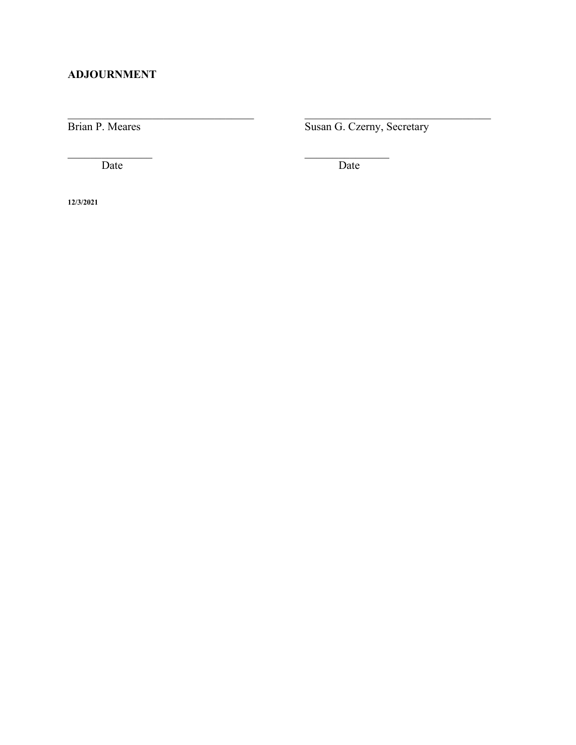**ADJOURNMENT**

| | |
|---|---|
| \_\_\_\_\_\_\_\_\_\_\_\_\_\_\_\_\_\_\_\_\_\_\_\_\_\_\_\_\_\_\_\_\_\_\_ | \_\_\_\_\_\_\_\_\_\_\_\_\_\_\_\_\_\_\_\_\_\_\_\_\_\_\_\_\_\_\_\_\_\_\_ |
| Brian P. Meares | Susan G. Czerny, Secretary |
| \_\_\_\_\_\_\_\_\_\_\_\_\_\_\_\_ | \_\_\_\_\_\_\_\_\_\_\_\_\_\_\_\_ |
| Date | Date |

**12/3/2021**